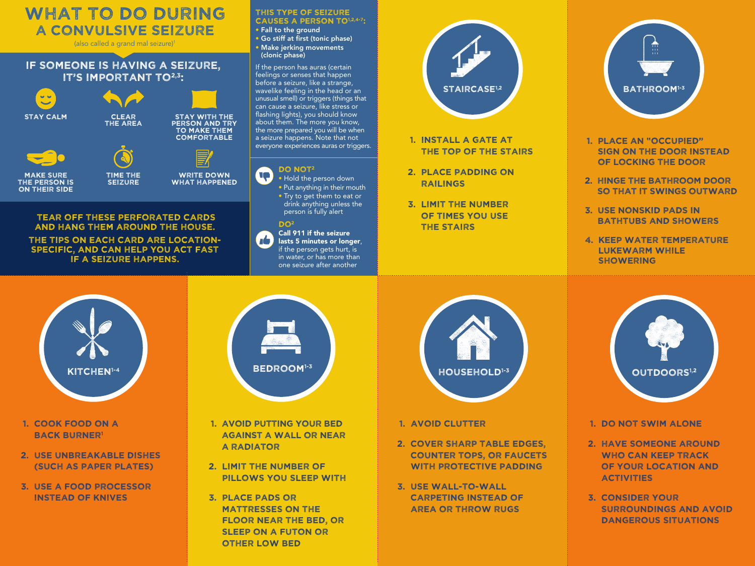# WHAT TO DO DURING A CONVULSIVE SEIZURE

(also called a grand mal seizure)[1]

## IF SOMEONE IS HAVING A SEIZURE, IT'S IMPORTANT TO[2,3]:

- STAY CALM
- CLEAR THE AREA
- STAY WITH THE PERSON AND TRY TO MAKE THEM COMFORTABLE
- MAKE SURE THE PERSON IS ON THEIR SIDE
- TIME THE SEIZURE
- WRITE DOWN WHAT HAPPENED

**TEAR OFF THESE PERFORATED CARDS AND HANG THEM AROUND THE HOUSE.**

**THE TIPS ON EACH CARD ARE LOCATION-SPECIFIC, AND CAN HELP YOU ACT FAST IF A SEIZURE HAPPENS.**

### THIS TYPE OF SEIZURE CAUSES A PERSON TO[1,2,4-7]:

- Fall to the ground
- Go stiff at first (tonic phase)
- Make jerking movements (clonic phase)

If the person has auras (certain feelings or senses that happen before a seizure, like a strange, wavelike feeling in the head or an unusual smell) or triggers (things that can cause a seizure, like stress or flashing lights), you should know about them. The more you know, the more prepared you will be when a seizure happens. Note that not everyone experiences auras or triggers.

### DO NOT[2]

- Hold the person down
- Put anything in their mouth
- Try to get them to eat or drink anything unless the person is fully alert

### DO[2]

**Call 911 if the seizure lasts 5 minutes or longer**, if the person gets hurt, is in water, or has more than one seizure after another

## STAIRCASE[1,2]

1. INSTALL A GATE AT THE TOP OF THE STAIRS
2. PLACE PADDING ON RAILINGS
3. LIMIT THE NUMBER OF TIMES YOU USE THE STAIRS

## BATHROOM[1-3]

1. PLACE AN "OCCUPIED" SIGN ON THE DOOR INSTEAD OF LOCKING THE DOOR
2. HINGE THE BATHROOM DOOR SO THAT IT SWINGS OUTWARD
3. USE NONSKID PADS IN BATHTUBS AND SHOWERS
4. KEEP WATER TEMPERATURE LUKEWARM WHILE SHOWERING

## KITCHEN[1-4]

1. COOK FOOD ON A BACK BURNER[1]
2. USE UNBREAKABLE DISHES (SUCH AS PAPER PLATES)
3. USE A FOOD PROCESSOR INSTEAD OF KNIVES

## BEDROOM[1-3]

1. AVOID PUTTING YOUR BED AGAINST A WALL OR NEAR A RADIATOR
2. LIMIT THE NUMBER OF PILLOWS YOU SLEEP WITH
3. PLACE PADS OR MATTRESSES ON THE FLOOR NEAR THE BED, OR SLEEP ON A FUTON OR OTHER LOW BED

## HOUSEHOLD[1-3]

1. AVOID CLUTTER
2. COVER SHARP TABLE EDGES, COUNTER TOPS, OR FAUCETS WITH PROTECTIVE PADDING
3. USE WALL-TO-WALL CARPETING INSTEAD OF AREA OR THROW RUGS

## OUTDOORS[1,2]

1. DO NOT SWIM ALONE
2. HAVE SOMEONE AROUND WHO CAN KEEP TRACK OF YOUR LOCATION AND ACTIVITIES
3. CONSIDER YOUR SURROUNDINGS AND AVOID DANGEROUS SITUATIONS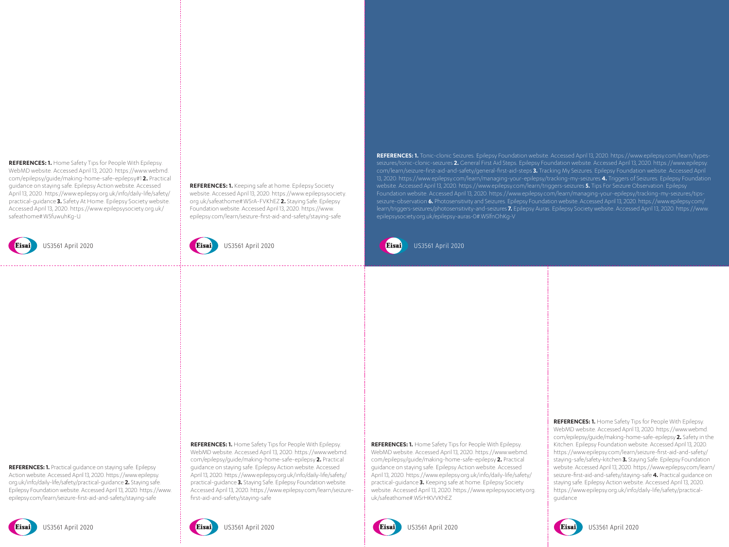**REFERENCES: 1.** Home Safety Tips for People With Epilepsy. WebMD website. Accessed April 13, 2020. https://www.webmd.com/epilepsy/guide/making-home-safe-epilepsy#1 **2.** Practical guidance on staying safe. Epilepsy Action website. Accessed April 13, 2020. https://www.epilepsy.org.uk/info/daily-life/safety/practical-guidance **3.** Safety At Home. Epilepsy Society website. Accessed April 13, 2020. https://www.epilepsysociety.org.uk/safeathome#.W5fuwuhKg-U

Eisai US3561 April 2020

**REFERENCES: 1.** Keeping safe at home. Epilepsy Society website. Accessed April 13, 2020. https://www.epilepsysociety.org.uk/safeathome#.W5rA-FVKhEZ **2.** Staying Safe. Epilepsy Foundation website. Accessed April 13, 2020. https://www.epilepsy.com/learn/seizure-first-aid-and-safety/staying-safe

Eisai US3561 April 2020

**REFERENCES: 1.** Tonic-clonic Seizures. Epilepsy Foundation website. Accessed April 13, 2020. https://www.epilepsy.com/learn/types-seizures/tonic-clonic-seizures **2.** General First Aid Steps. Epilepsy Foundation website. Accessed April 13, 2020. https://www.epilepsy.com/learn/seizure-first-aid-and-safety/general-first-aid-steps **3.** Tracking My Seizures. Epilepsy Foundation website. Accessed April 13, 2020. https://www.epilepsy.com/learn/managing-your-epilepsy/tracking-my-seizures **4.** Triggers of Seizures. Epilepsy Foundation website. Accessed April 13, 2020. https://www.epilepsy.com/learn/triggers-seizures **5.** Tips For Seizure Observation. Epilepsy Foundation website. Accessed April 13, 2020. https://www.epilepsy.com/learn/managing-your-epilepsy/tracking-my-seizures/tips-seizure-observation **6.** Photosensitivity and Seizures. Epilepsy Foundation website. Accessed April 13, 2020. https://www.epilepsy.com/learn/triggers-seizures/photosensitivity-and-seizures **7.** Epilepsy Auras. Epilepsy Society website. Accessed April 13, 2020. https://www.epilepsysociety.org.uk/epilepsy-auras-0#.W5lfnOhKg-V

Eisai US3561 April 2020

**REFERENCES: 1.** Practical guidance on staying safe. Epilepsy Action website. Accessed April 13, 2020. https://www.epilepsy.org.uk/info/daily-life/safety/practical-guidance **2.** Staying safe. Epilepsy Foundation website. Accessed April 13, 2020. https://www.epilepsy.com/learn/seizure-first-aid-and-safety/staying-safe

Eisai US3561 April 2020

**REFERENCES: 1.** Home Safety Tips for People With Epilepsy. WebMD website. Accessed April 13, 2020. https://www.webmd.com/epilepsy/guide/making-home-safe-epilepsy **2.** Practical guidance on staying safe. Epilepsy Action website. Accessed April 13, 2020. https://www.epilepsy.org.uk/info/daily-life/safety/practical-guidance **3.** Staying Safe. Epilepsy Foundation website. Accessed April 13, 2020. https://www.epilepsy.com/learn/seizure-first-aid-and-safety/staying-safe

Eisai US3561 April 2020

**REFERENCES: 1.** Home Safety Tips for People With Epilepsy. WebMD website. Accessed April 13, 2020. https://www.webmd.com/epilepsy/guide/making-home-safe-epilepsy **2.** Practical guidance on staying safe. Epilepsy Action website. Accessed April 13, 2020. https://www.epilepsy.org.uk/info/daily-life/safety/practical-guidance **3.** Keeping safe at home. Epilepsy Society website. Accessed April 13, 2020. https://www.epilepsysociety.org.uk/safeathome#.W5rHKVVKhEZ

Eisai US3561 April 2020

**REFERENCES: 1.** Home Safety Tips for People With Epilepsy. WebMD website. Accessed April 13, 2020. https://www.webmd.com/epilepsy/guide/making-home-safe-epilepsy **2.** Safety in the Kitchen. Epilepsy Foundation website. Accessed April 13, 2020. https://www.epilepsy.com/learn/seizure-first-aid-and-safety/staying-safe/safety-kitchen **3.** Staying Safe. Epilepsy Foundation website. Accessed April 13, 2020. https://www.epilepsy.com/learn/seizure-first-aid-and-safety/staying-safe **4.** Practical guidance on staying safe. Epilepsy Action website. Accessed April 13, 2020. https://www.epilepsy.org.uk/info/daily-life/safety/practical-guidance

Eisai US3561 April 2020